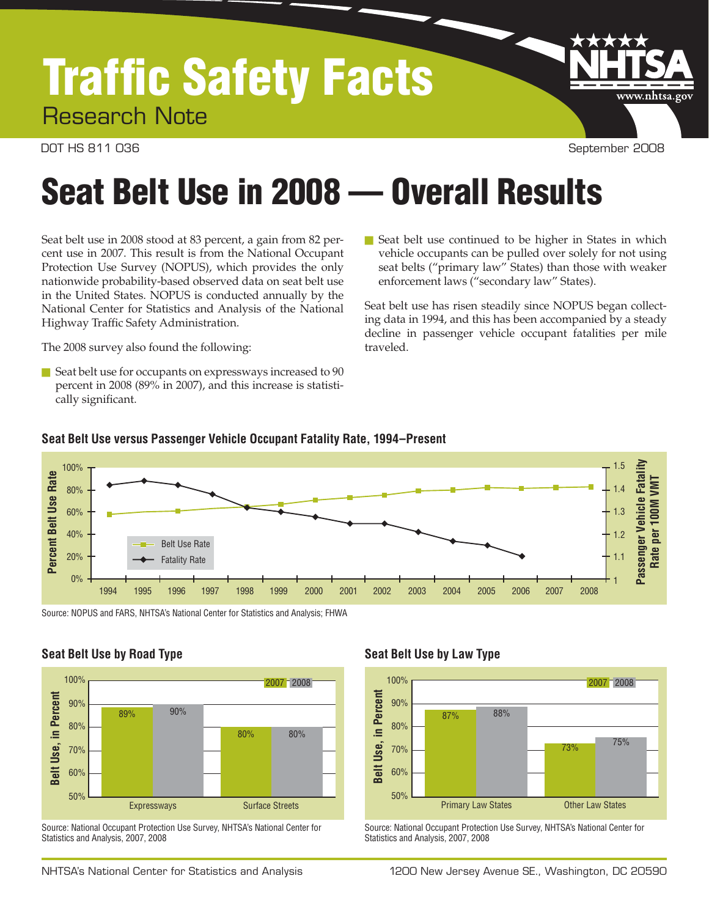# Traffic Safety Facts

Research Note

DOT HS 811 036

September 2008

# Seat Belt Use in 2008 — Overall Results

Seat belt use in 2008 stood at 83 percent, a gain from 82 percent use in 2007. This result is from the National Occupant Protection Use Survey (NOPUS), which provides the only nationwide probability-based observed data on seat belt use in the United States. NOPUS is conducted annually by the National Center for Statistics and Analysis of the National Highway Traffic Safety Administration.

The 2008 survey also found the following:

- Seat belt use for occupants on expressways increased to 90 percent in 2008 (89% in 2007), and this increase is statistically significant.
- Seat belt use continued to be higher in States in which vehicle occupants can be pulled over solely for not using seat belts ("primary law" States) than those with weaker enforcement laws ("secondary law" States).

Seat belt use has risen steadily since NOPUS began collecting data in 1994, and this has been accompanied by a steady decline in passenger vehicle occupant fatalities per mile traveled.

### Seat Belt Use versus Passenger Vehicle Occupant Fatality Rate, 1994–Present

Source: NOPUS and FARS, NHTSA's National Center for Statistics and Analysis; FHWA

### Seat Belt Use by Road Type

| | 2007 | 2008 |
|---|---|---|
| Expressways | 89% | 90% |
| Surface Streets | 80% | 80% |

Source: National Occupant Protection Use Survey, NHTSA's National Center for Statistics and Analysis, 2007, 2008

### Seat Belt Use by Law Type

| | 2007 | 2008 |
|---|---|---|
| Primary Law States | 87% | 88% |
| Other Law States | 73% | 75% |

Source: National Occupant Protection Use Survey, NHTSA's National Center for Statistics and Analysis, 2007, 2008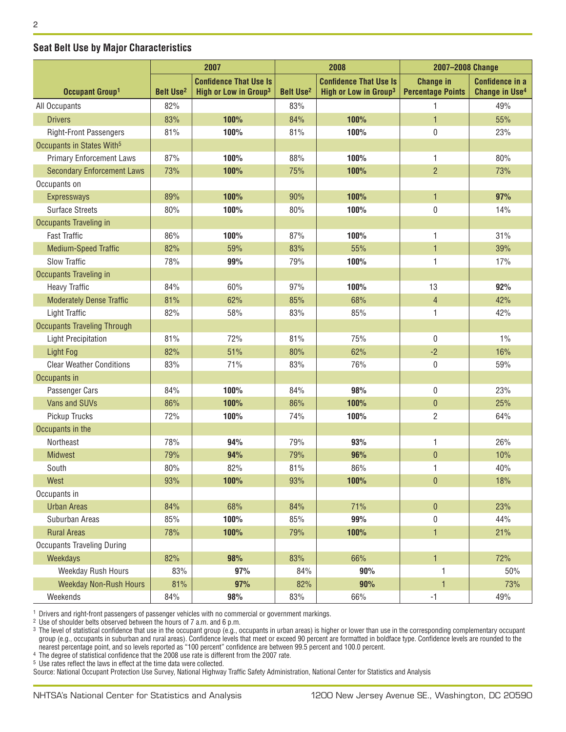## Seat Belt Use by Major Characteristics

| Occupant Group[1] | 2007 | | 2008 | | 2007–2008 Change | |
|---|---|---|---|---|---|---|
| | Belt Use[2] | Confidence That Use Is High or Low in Group[3] | Belt Use[2] | Confidence That Use Is High or Low in Group[3] | Change in Percentage Points | Confidence in a Change in Use[4] |
| All Occupants | 82% | | 83% | | 1 | 49% |
| Drivers | 83% | **100%** | 84% | **100%** | 1 | 55% |
| Right-Front Passengers | 81% | **100%** | 81% | **100%** | 0 | 23% |
| Occupants in States With[5] | | | | | | |
| Primary Enforcement Laws | 87% | **100%** | 88% | **100%** | 1 | 80% |
| Secondary Enforcement Laws | 73% | **100%** | 75% | **100%** | 2 | 73% |
| Occupants on | | | | | | |
| Expressways | 89% | **100%** | 90% | **100%** | 1 | **97%** |
| Surface Streets | 80% | **100%** | 80% | **100%** | 0 | 14% |
| Occupants Traveling in | | | | | | |
| Fast Traffic | 86% | **100%** | 87% | **100%** | 1 | 31% |
| Medium-Speed Traffic | 82% | 59% | 83% | 55% | 1 | 39% |
| Slow Traffic | 78% | **99%** | 79% | **100%** | 1 | 17% |
| Occupants Traveling in | | | | | | |
| Heavy Traffic | 84% | 60% | 97% | **100%** | 13 | **92%** |
| Moderately Dense Traffic | 81% | 62% | 85% | 68% | 4 | 42% |
| Light Traffic | 82% | 58% | 83% | 85% | 1 | 42% |
| Occupants Traveling Through | | | | | | |
| Light Precipitation | 81% | 72% | 81% | 75% | 0 | 1% |
| Light Fog | 82% | 51% | 80% | 62% | -2 | 16% |
| Clear Weather Conditions | 83% | 71% | 83% | 76% | 0 | 59% |
| Occupants in | | | | | | |
| Passenger Cars | 84% | **100%** | 84% | **98%** | 0 | 23% |
| Vans and SUVs | 86% | **100%** | 86% | **100%** | 0 | 25% |
| Pickup Trucks | 72% | **100%** | 74% | **100%** | 2 | 64% |
| Occupants in the | | | | | | |
| Northeast | 78% | **94%** | 79% | **93%** | 1 | 26% |
| Midwest | 79% | **94%** | 79% | **96%** | 0 | 10% |
| South | 80% | 82% | 81% | 86% | 1 | 40% |
| West | 93% | **100%** | 93% | **100%** | 0 | 18% |
| Occupants in | | | | | | |
| Urban Areas | 84% | 68% | 84% | 71% | 0 | 23% |
| Suburban Areas | 85% | **100%** | 85% | **99%** | 0 | 44% |
| Rural Areas | 78% | **100%** | 79% | **100%** | 1 | 21% |
| Occupants Traveling During | | | | | | |
| Weekdays | 82% | **98%** | 83% | 66% | 1 | 72% |
| Weekday Rush Hours | 83% | **97%** | 84% | **90%** | 1 | 50% |
| Weekday Non-Rush Hours | 81% | **97%** | 82% | **90%** | 1 | 73% |
| Weekends | 84% | **98%** | 83% | 66% | -1 | 49% |

[1] Drivers and right-front passengers of passenger vehicles with no commercial or government markings.

[2] Use of shoulder belts observed between the hours of 7 a.m. and 6 p.m.

[3] The level of statistical confidence that use in the occupant group (e.g., occupants in urban areas) is higher or lower than use in the corresponding complementary occupant group (e.g., occupants in suburban and rural areas). Confidence levels that meet or exceed 90 percent are formatted in boldface type. Confidence levels are rounded to the nearest percentage point, and so levels reported as "100 percent" confidence are between 99.5 percent and 100.0 percent.

[4] The degree of statistical confidence that the 2008 use rate is different from the 2007 rate.

[5] Use rates reflect the laws in effect at the time data were collected.

Source: National Occupant Protection Use Survey, National Highway Traffic Safety Administration, National Center for Statistics and Analysis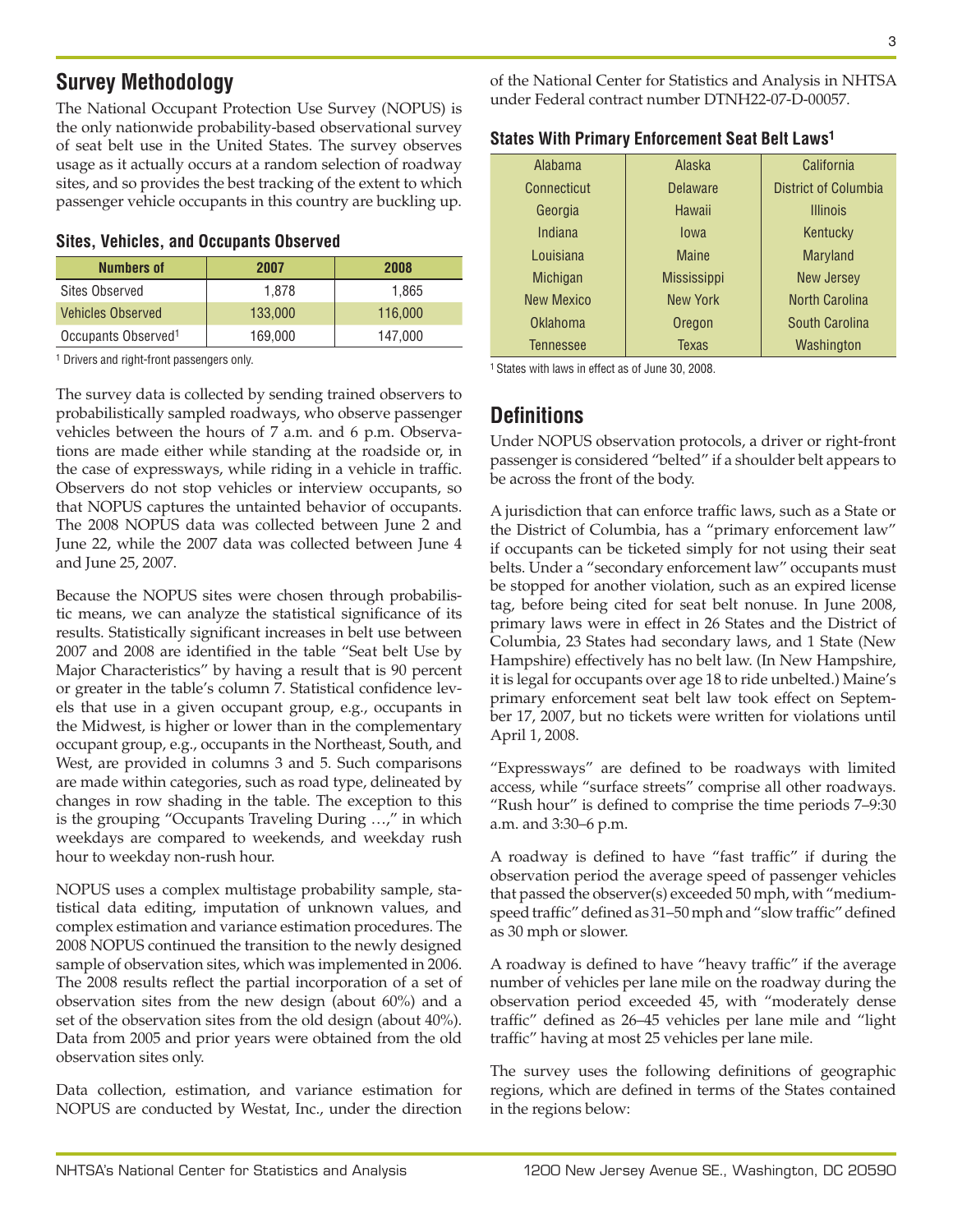## Survey Methodology

The National Occupant Protection Use Survey (NOPUS) is the only nationwide probability-based observational survey of seat belt use in the United States. The survey observes usage as it actually occurs at a random selection of roadway sites, and so provides the best tracking of the extent to which passenger vehicle occupants in this country are buckling up.

### Sites, Vehicles, and Occupants Observed

| Numbers of | 2007 | 2008 |
|---|---|---|
| Sites Observed | 1,878 | 1,865 |
| Vehicles Observed | 133,000 | 116,000 |
| Occupants Observed[1] | 169,000 | 147,000 |

[1] Drivers and right-front passengers only.

The survey data is collected by sending trained observers to probabilistically sampled roadways, who observe passenger vehicles between the hours of 7 a.m. and 6 p.m. Observations are made either while standing at the roadside or, in the case of expressways, while riding in a vehicle in traffic. Observers do not stop vehicles or interview occupants, so that NOPUS captures the untainted behavior of occupants. The 2008 NOPUS data was collected between June 2 and June 22, while the 2007 data was collected between June 4 and June 25, 2007.

Because the NOPUS sites were chosen through probabilistic means, we can analyze the statistical significance of its results. Statistically significant increases in belt use between 2007 and 2008 are identified in the table "Seat belt Use by Major Characteristics" by having a result that is 90 percent or greater in the table's column 7. Statistical confidence levels that use in a given occupant group, e.g., occupants in the Midwest, is higher or lower than in the complementary occupant group, e.g., occupants in the Northeast, South, and West, are provided in columns 3 and 5. Such comparisons are made within categories, such as road type, delineated by changes in row shading in the table. The exception to this is the grouping "Occupants Traveling During …," in which weekdays are compared to weekends, and weekday rush hour to weekday non-rush hour.

NOPUS uses a complex multistage probability sample, statistical data editing, imputation of unknown values, and complex estimation and variance estimation procedures. The 2008 NOPUS continued the transition to the newly designed sample of observation sites, which was implemented in 2006. The 2008 results reflect the partial incorporation of a set of observation sites from the new design (about 60%) and a set of the observation sites from the old design (about 40%). Data from 2005 and prior years were obtained from the old observation sites only.

Data collection, estimation, and variance estimation for NOPUS are conducted by Westat, Inc., under the direction of the National Center for Statistics and Analysis in NHTSA under Federal contract number DTNH22-07-D-00057.

### States With Primary Enforcement Seat Belt Laws[1]

| | | |
|---|---|---|
| Alabama | Alaska | California |
| Connecticut | Delaware | District of Columbia |
| Georgia | Hawaii | Illinois |
| Indiana | Iowa | Kentucky |
| Louisiana | Maine | Maryland |
| Michigan | Mississippi | New Jersey |
| New Mexico | New York | North Carolina |
| Oklahoma | Oregon | South Carolina |
| Tennessee | Texas | Washington |

[1] States with laws in effect as of June 30, 2008.

## Definitions

Under NOPUS observation protocols, a driver or right-front passenger is considered "belted" if a shoulder belt appears to be across the front of the body.

A jurisdiction that can enforce traffic laws, such as a State or the District of Columbia, has a "primary enforcement law" if occupants can be ticketed simply for not using their seat belts. Under a "secondary enforcement law" occupants must be stopped for another violation, such as an expired license tag, before being cited for seat belt nonuse. In June 2008, primary laws were in effect in 26 States and the District of Columbia, 23 States had secondary laws, and 1 State (New Hampshire) effectively has no belt law. (In New Hampshire, it is legal for occupants over age 18 to ride unbelted.) Maine's primary enforcement seat belt law took effect on September 17, 2007, but no tickets were written for violations until April 1, 2008.

"Expressways" are defined to be roadways with limited access, while "surface streets" comprise all other roadways. "Rush hour" is defined to comprise the time periods 7–9:30 a.m. and 3:30–6 p.m.

A roadway is defined to have "fast traffic" if during the observation period the average speed of passenger vehicles that passed the observer(s) exceeded 50 mph, with "medium-speed traffic" defined as 31–50 mph and "slow traffic" defined as 30 mph or slower.

A roadway is defined to have "heavy traffic" if the average number of vehicles per lane mile on the roadway during the observation period exceeded 45, with "moderately dense traffic" defined as 26–45 vehicles per lane mile and "light traffic" having at most 25 vehicles per lane mile.

The survey uses the following definitions of geographic regions, which are defined in terms of the States contained in the regions below: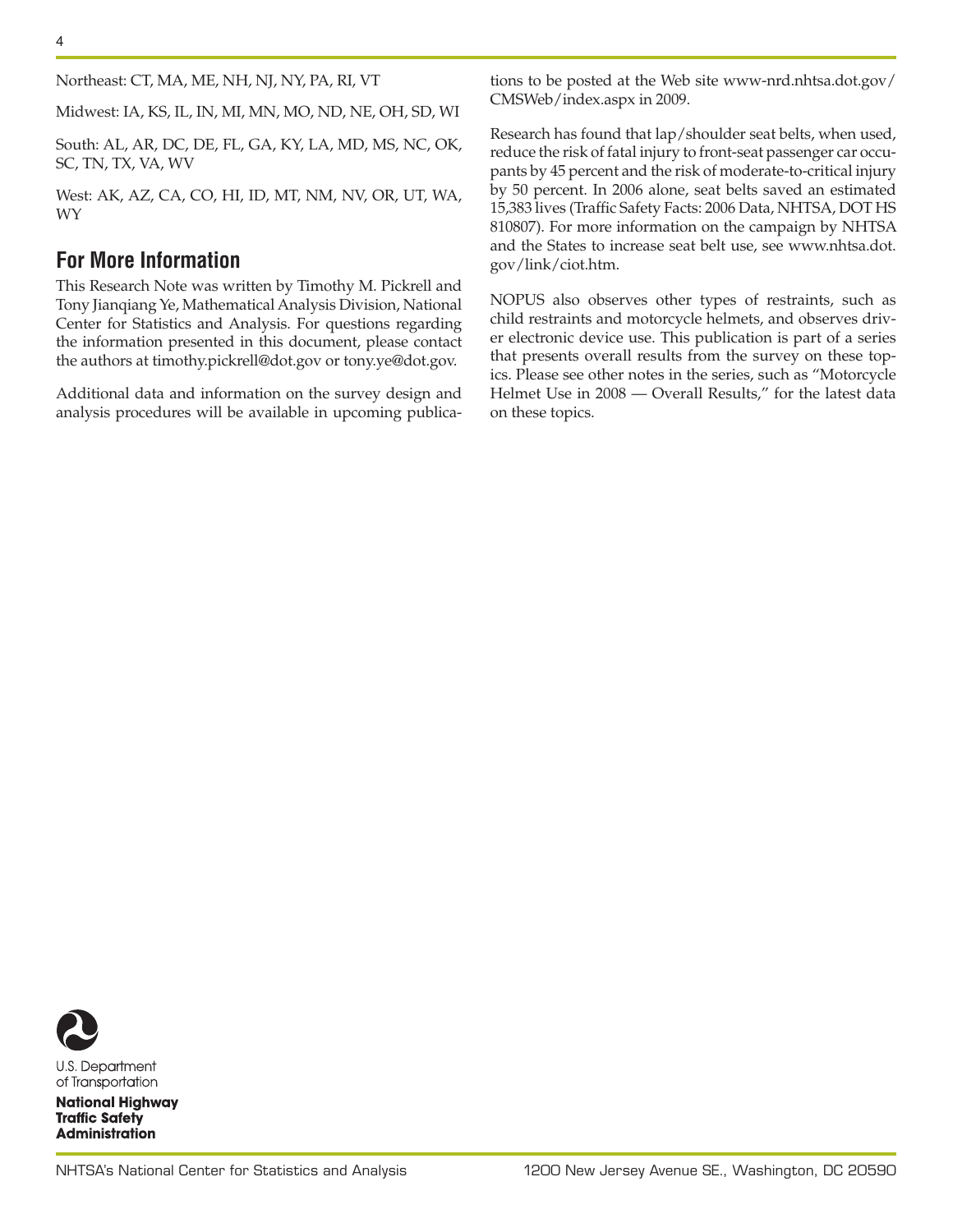Northeast: CT, MA, ME, NH, NJ, NY, PA, RI, VT

Midwest: IA, KS, IL, IN, MI, MN, MO, ND, NE, OH, SD, WI

South: AL, AR, DC, DE, FL, GA, KY, LA, MD, MS, NC, OK, SC, TN, TX, VA, WV

West: AK, AZ, CA, CO, HI, ID, MT, NM, NV, OR, UT, WA, WY

## For More Information

This Research Note was written by Timothy M. Pickrell and Tony Jianqiang Ye, Mathematical Analysis Division, National Center for Statistics and Analysis. For questions regarding the information presented in this document, please contact the authors at timothy.pickrell@dot.gov or tony.ye@dot.gov.

Additional data and information on the survey design and analysis procedures will be available in upcoming publications to be posted at the Web site www-nrd.nhtsa.dot.gov/CMSWeb/index.aspx in 2009.

Research has found that lap/shoulder seat belts, when used, reduce the risk of fatal injury to front-seat passenger car occupants by 45 percent and the risk of moderate-to-critical injury by 50 percent. In 2006 alone, seat belts saved an estimated 15,383 lives (Traffic Safety Facts: 2006 Data, NHTSA, DOT HS 810807). For more information on the campaign by NHTSA and the States to increase seat belt use, see www.nhtsa.dot.gov/link/ciot.htm.

NOPUS also observes other types of restraints, such as child restraints and motorcycle helmets, and observes driver electronic device use. This publication is part of a series that presents overall results from the survey on these topics. Please see other notes in the series, such as "Motorcycle Helmet Use in 2008 — Overall Results," for the latest data on these topics.

U.S. Department of Transportation

**National Highway Traffic Safety Administration**

NHTSA's National Center for Statistics and Analysis 1200 New Jersey Avenue SE., Washington, DC 20590